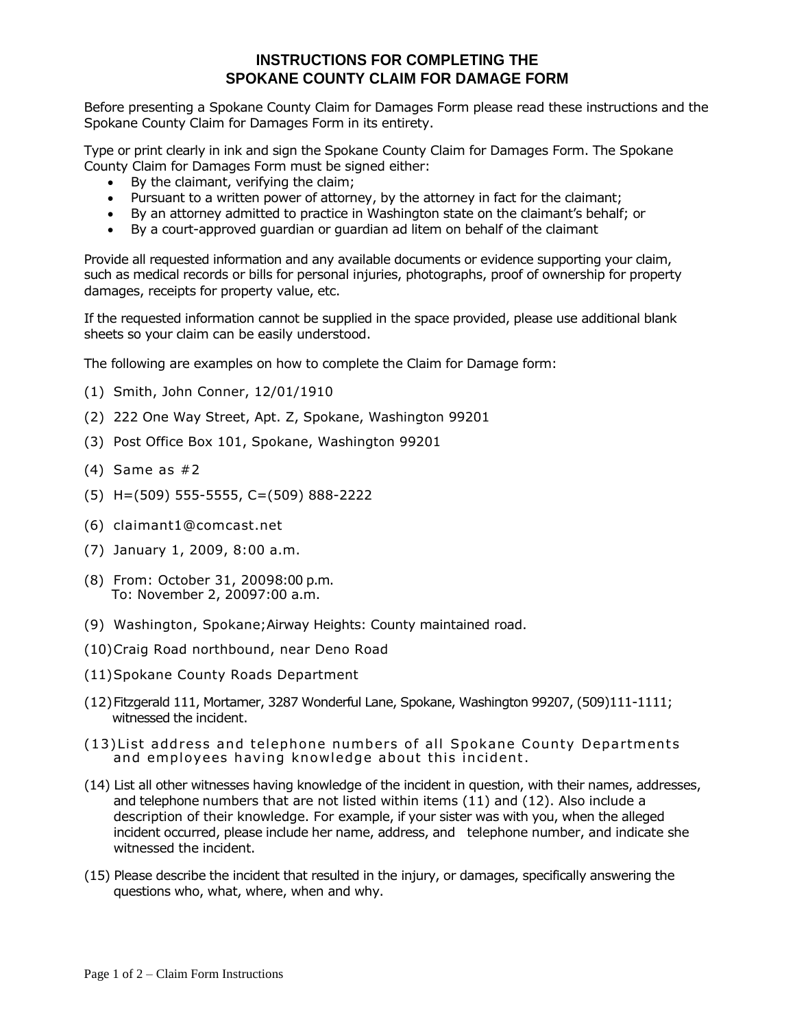# INSTRUCTIONS FOR COMPLETING THE SPOKANE COUNTY CLAIM FOR DAMAGE FORM

Before presenting a Spokane County Claim for Damages Form please read these instructions and the Spokane County Claim for Damages Form in its entirety.

Type or print clearly in ink and sign the Spokane County Claim for Damages Form. The Spokane County Claim for Damages Form must be signed either:

- By the claimant, verifying the claim;
- Pursuant to a written power of attorney, by the attorney in fact for the claimant;
- By an attorney admitted to practice in Washington state on the claimant's behalf; or
- By a court-approved guardian or guardian ad litem on behalf of the claimant

Provide all requested information and any available documents or evidence supporting your claim, such as medical records or bills for personal injuries, photographs, proof of ownership for property damages, receipts for property value, etc.

If the requested information cannot be supplied in the space provided, please use additional blank sheets so your claim can be easily understood.

The following are examples on how to complete the Claim for Damage form:

(1) Smith, John Conner, 12/01/1910

(2) 222 One Way Street, Apt. Z, Spokane, Washington 99201

(3) Post Office Box 101, Spokane, Washington 99201

(4) Same as #2

(5) H=(509) 555-5555, C=(509) 888-2222

(6) claimant1@comcast.net

(7) January 1, 2009, 8:00 a.m.

(8) From: October 31, 20098:00 p.m.
To: November 2, 20097:00 a.m.

(9) Washington, Spokane;Airway Heights: County maintained road.

(10) Craig Road northbound, near Deno Road

(11) Spokane County Roads Department

(12) Fitzgerald 111, Mortamer, 3287 Wonderful Lane, Spokane, Washington 99207, (509)111-1111; witnessed the incident.

(13) List address and telephone numbers of all Spokane County Departments and employees having knowledge about this incident.

(14) List all other witnesses having knowledge of the incident in question, with their names, addresses, and telephone numbers that are not listed within items (11) and (12). Also include a description of their knowledge. For example, if your sister was with you, when the alleged incident occurred, please include her name, address, and telephone number, and indicate she witnessed the incident.

(15) Please describe the incident that resulted in the injury, or damages, specifically answering the questions who, what, where, when and why.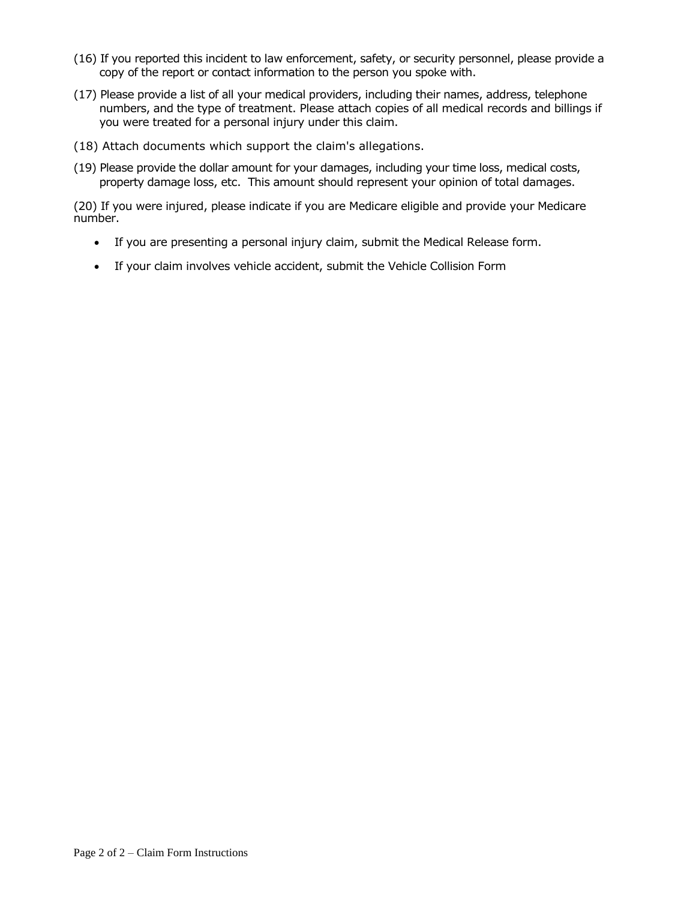(16) If you reported this incident to law enforcement, safety, or security personnel, please provide a copy of the report or contact information to the person you spoke with.

(17) Please provide a list of all your medical providers, including their names, address, telephone numbers, and the type of treatment. Please attach copies of all medical records and billings if you were treated for a personal injury under this claim.

(18) Attach documents which support the claim's allegations.

(19) Please provide the dollar amount for your damages, including your time loss, medical costs, property damage loss, etc. This amount should represent your opinion of total damages.

(20) If you were injured, please indicate if you are Medicare eligible and provide your Medicare number.

- If you are presenting a personal injury claim, submit the Medical Release form.
- If your claim involves vehicle accident, submit the Vehicle Collision Form